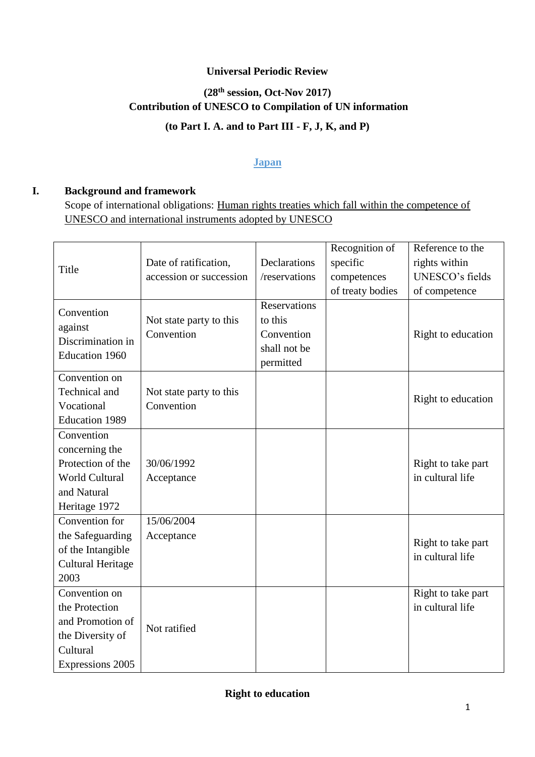**Universal Periodic Review**

**(28th session, Oct-Nov 2017)**
**Contribution of UNESCO to Compilation of UN information**

**(to Part I. A. and to Part III - F, J, K, and P)**

**Japan**

## I. Background and framework

Scope of international obligations: Human rights treaties which fall within the competence of UNESCO and international instruments adopted by UNESCO

| Title | Date of ratification, accession or succession | Declarations /reservations | Recognition of specific competences of treaty bodies | Reference to the rights within UNESCO's fields of competence |
|---|---|---|---|---|
| Convention against Discrimination in Education 1960 | Not state party to this Convention | Reservations to this Convention shall not be permitted | | Right to education |
| Convention on Technical and Vocational Education 1989 | Not state party to this Convention | | | Right to education |
| Convention concerning the Protection of the World Cultural and Natural Heritage 1972 | 30/06/1992 Acceptance | | | Right to take part in cultural life |
| Convention for the Safeguarding of the Intangible Cultural Heritage 2003 | 15/06/2004 Acceptance | | | Right to take part in cultural life |
| Convention on the Protection and Promotion of the Diversity of Cultural Expressions 2005 | Not ratified | | | Right to take part in cultural life |

**Right to education**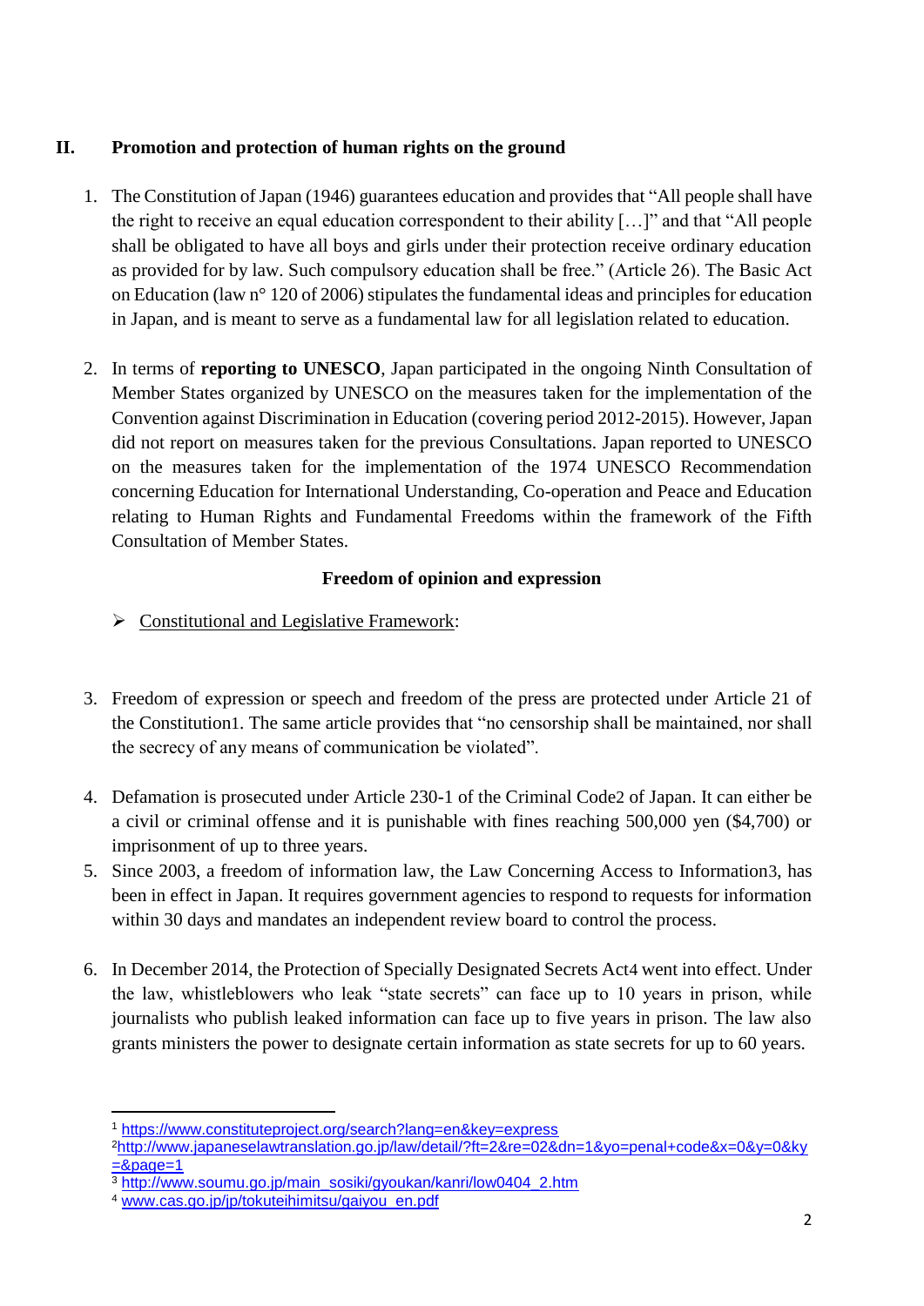## II. Promotion and protection of human rights on the ground

1. The Constitution of Japan (1946) guarantees education and provides that "All people shall have the right to receive an equal education correspondent to their ability […]" and that "All people shall be obligated to have all boys and girls under their protection receive ordinary education as provided for by law. Such compulsory education shall be free." (Article 26). The Basic Act on Education (law n° 120 of 2006) stipulates the fundamental ideas and principles for education in Japan, and is meant to serve as a fundamental law for all legislation related to education.

2. In terms of **reporting to UNESCO**, Japan participated in the ongoing Ninth Consultation of Member States organized by UNESCO on the measures taken for the implementation of the Convention against Discrimination in Education (covering period 2012-2015). However, Japan did not report on measures taken for the previous Consultations. Japan reported to UNESCO on the measures taken for the implementation of the 1974 UNESCO Recommendation concerning Education for International Understanding, Co-operation and Peace and Education relating to Human Rights and Fundamental Freedoms within the framework of the Fifth Consultation of Member States.

### Freedom of opinion and expression

- Constitutional and Legislative Framework:

3. Freedom of expression or speech and freedom of the press are protected under Article 21 of the Constitution[1]. The same article provides that "no censorship shall be maintained, nor shall the secrecy of any means of communication be violated".

4. Defamation is prosecuted under Article 230-1 of the Criminal Code[2] of Japan. It can either be a civil or criminal offense and it is punishable with fines reaching 500,000 yen ($4,700) or imprisonment of up to three years.

5. Since 2003, a freedom of information law, the Law Concerning Access to Information[3], has been in effect in Japan. It requires government agencies to respond to requests for information within 30 days and mandates an independent review board to control the process.

6. In December 2014, the Protection of Specially Designated Secrets Act[4] went into effect. Under the law, whistleblowers who leak "state secrets" can face up to 10 years in prison, while journalists who publish leaked information can face up to five years in prison. The law also grants ministers the power to designate certain information as state secrets for up to 60 years.

---

[1] https://www.constituteproject.org/search?lang=en&key=express

[2] http://www.japaneselawtranslation.go.jp/law/detail/?ft=2&re=02&dn=1&yo=penal+code&x=0&y=0&ky=&page=1

[3] http://www.soumu.go.jp/main_sosiki/gyoukan/kanri/low0404_2.htm

[4] www.cas.go.jp/jp/tokuteihimitsu/gaiyou_en.pdf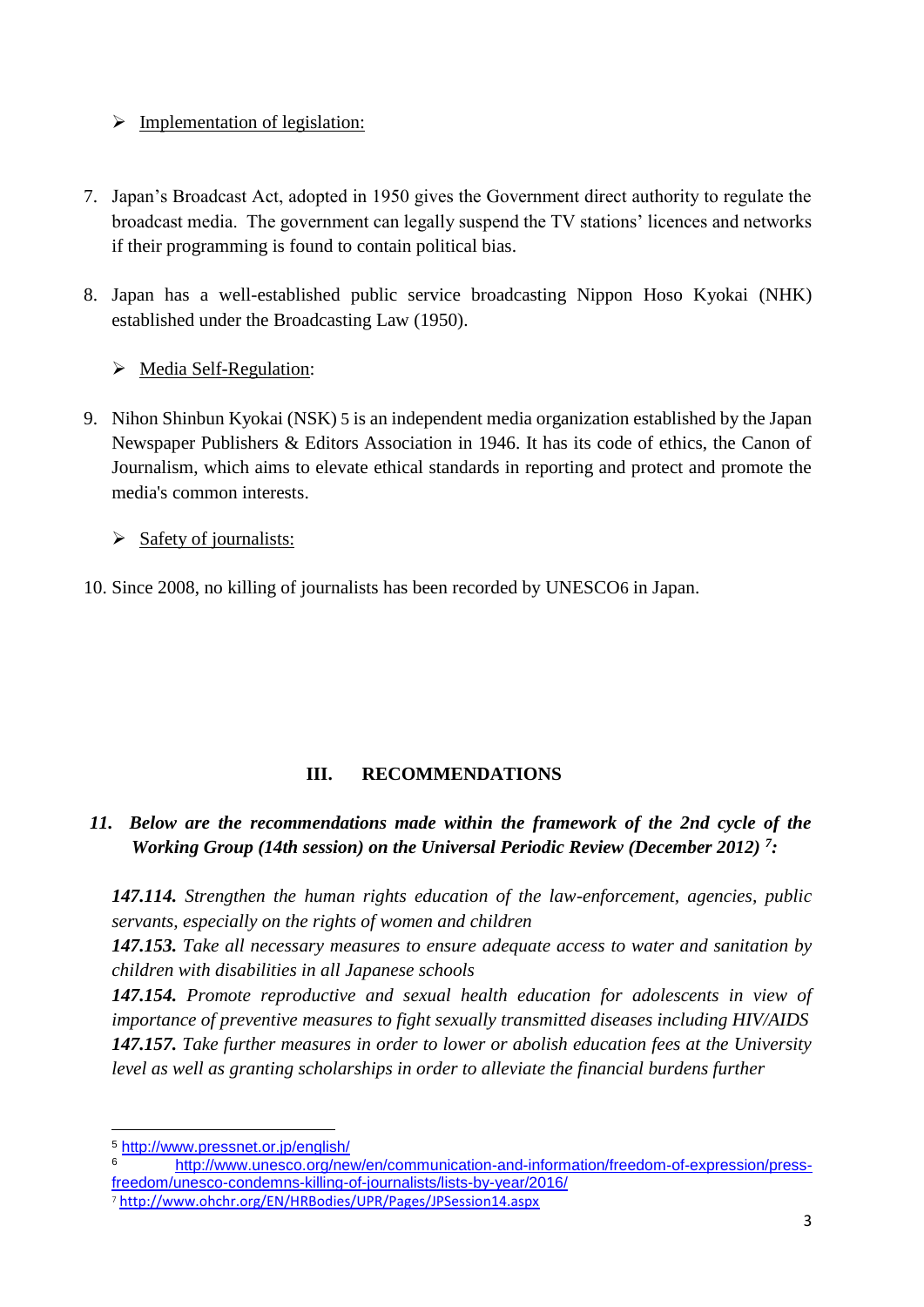- <u>Implementation of legislation:</u>

7. Japan's Broadcast Act, adopted in 1950 gives the Government direct authority to regulate the broadcast media. The government can legally suspend the TV stations' licences and networks if their programming is found to contain political bias.

8. Japan has a well-established public service broadcasting Nippon Hoso Kyokai (NHK) established under the Broadcasting Law (1950).

- <u>Media Self-Regulation</u>:

9. Nihon Shinbun Kyokai (NSK) [5] is an independent media organization established by the Japan Newspaper Publishers & Editors Association in 1946. It has its code of ethics, the Canon of Journalism, which aims to elevate ethical standards in reporting and protect and promote the media's common interests.

- <u>Safety of journalists:</u>

10. Since 2008, no killing of journalists has been recorded by UNESCO[6] in Japan.

## III. RECOMMENDATIONS

***11. Below are the recommendations made within the framework of the 2nd cycle of the Working Group (14th session) on the Universal Periodic Review (December 2012) [7]:***

***147.114.*** *Strengthen the human rights education of the law-enforcement, agencies, public servants, especially on the rights of women and children*
***147.153.*** *Take all necessary measures to ensure adequate access to water and sanitation by children with disabilities in all Japanese schools*
***147.154.*** *Promote reproductive and sexual health education for adolescents in view of importance of preventive measures to fight sexually transmitted diseases including HIV/AIDS*
***147.157.*** *Take further measures in order to lower or abolish education fees at the University level as well as granting scholarships in order to alleviate the financial burdens further*

---

[5] http://www.pressnet.or.jp/english/
[6] http://www.unesco.org/new/en/communication-and-information/freedom-of-expression/press-freedom/unesco-condemns-killing-of-journalists/lists-by-year/2016/
[7] http://www.ohchr.org/EN/HRBodies/UPR/Pages/JPSession14.aspx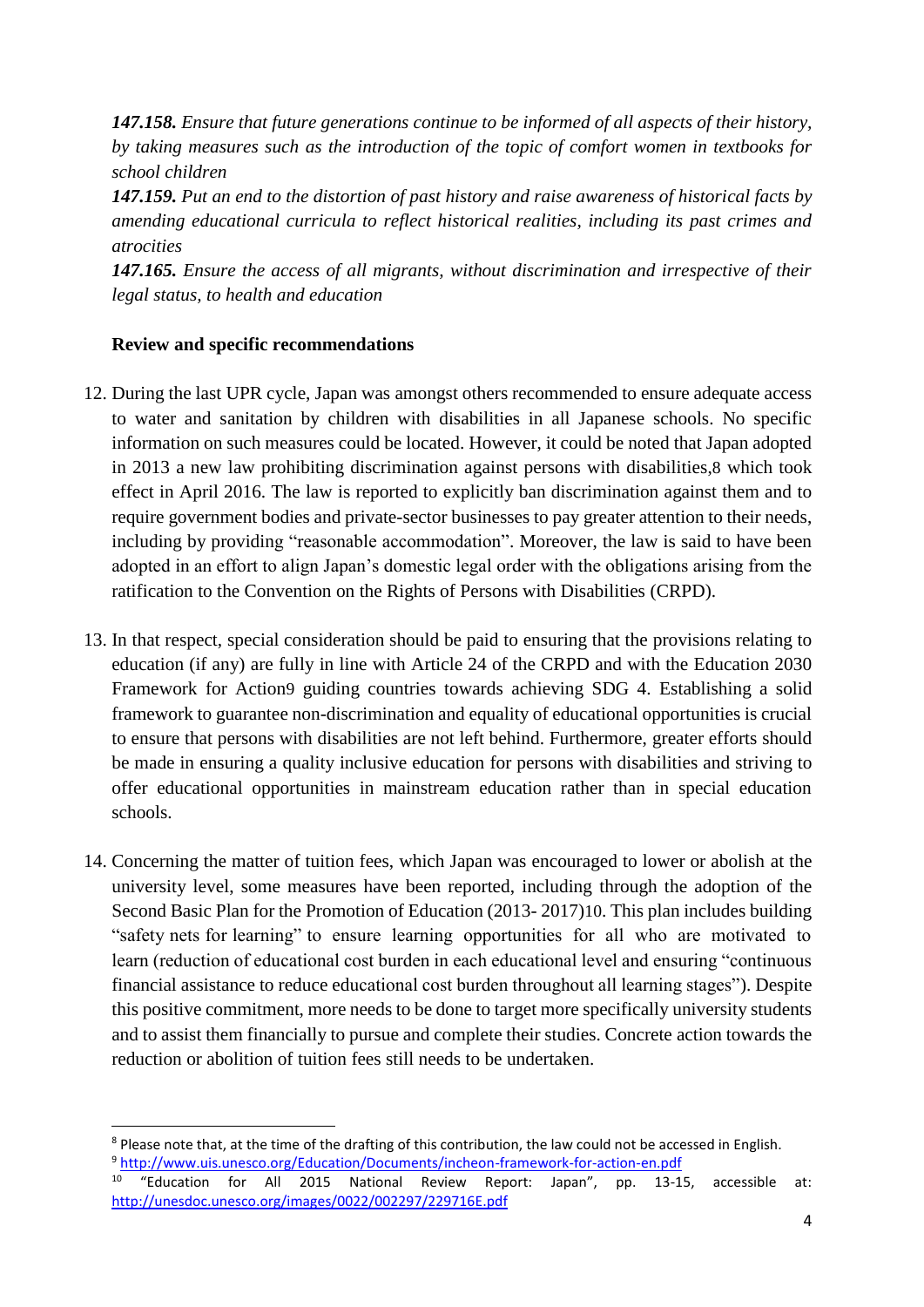***147.158.*** *Ensure that future generations continue to be informed of all aspects of their history, by taking measures such as the introduction of the topic of comfort women in textbooks for school children*

***147.159.*** *Put an end to the distortion of past history and raise awareness of historical facts by amending educational curricula to reflect historical realities, including its past crimes and atrocities*

***147.165.*** *Ensure the access of all migrants, without discrimination and irrespective of their legal status, to health and education*

**Review and specific recommendations**

12. During the last UPR cycle, Japan was amongst others recommended to ensure adequate access to water and sanitation by children with disabilities in all Japanese schools. No specific information on such measures could be located. However, it could be noted that Japan adopted in 2013 a new law prohibiting discrimination against persons with disabilities,[8] which took effect in April 2016. The law is reported to explicitly ban discrimination against them and to require government bodies and private-sector businesses to pay greater attention to their needs, including by providing "reasonable accommodation". Moreover, the law is said to have been adopted in an effort to align Japan's domestic legal order with the obligations arising from the ratification to the Convention on the Rights of Persons with Disabilities (CRPD).

13. In that respect, special consideration should be paid to ensuring that the provisions relating to education (if any) are fully in line with Article 24 of the CRPD and with the Education 2030 Framework for Action[9] guiding countries towards achieving SDG 4. Establishing a solid framework to guarantee non-discrimination and equality of educational opportunities is crucial to ensure that persons with disabilities are not left behind. Furthermore, greater efforts should be made in ensuring a quality inclusive education for persons with disabilities and striving to offer educational opportunities in mainstream education rather than in special education schools.

14. Concerning the matter of tuition fees, which Japan was encouraged to lower or abolish at the university level, some measures have been reported, including through the adoption of the Second Basic Plan for the Promotion of Education (2013- 2017)[10]. This plan includes building "safety nets for learning" to ensure learning opportunities for all who are motivated to learn (reduction of educational cost burden in each educational level and ensuring "continuous financial assistance to reduce educational cost burden throughout all learning stages"). Despite this positive commitment, more needs to be done to target more specifically university students and to assist them financially to pursue and complete their studies. Concrete action towards the reduction or abolition of tuition fees still needs to be undertaken.

---

[8] Please note that, at the time of the drafting of this contribution, the law could not be accessed in English.

[9] http://www.uis.unesco.org/Education/Documents/incheon-framework-for-action-en.pdf

[10] "Education for All 2015 National Review Report: Japan", pp. 13-15, accessible at: http://unesdoc.unesco.org/images/0022/002297/229716E.pdf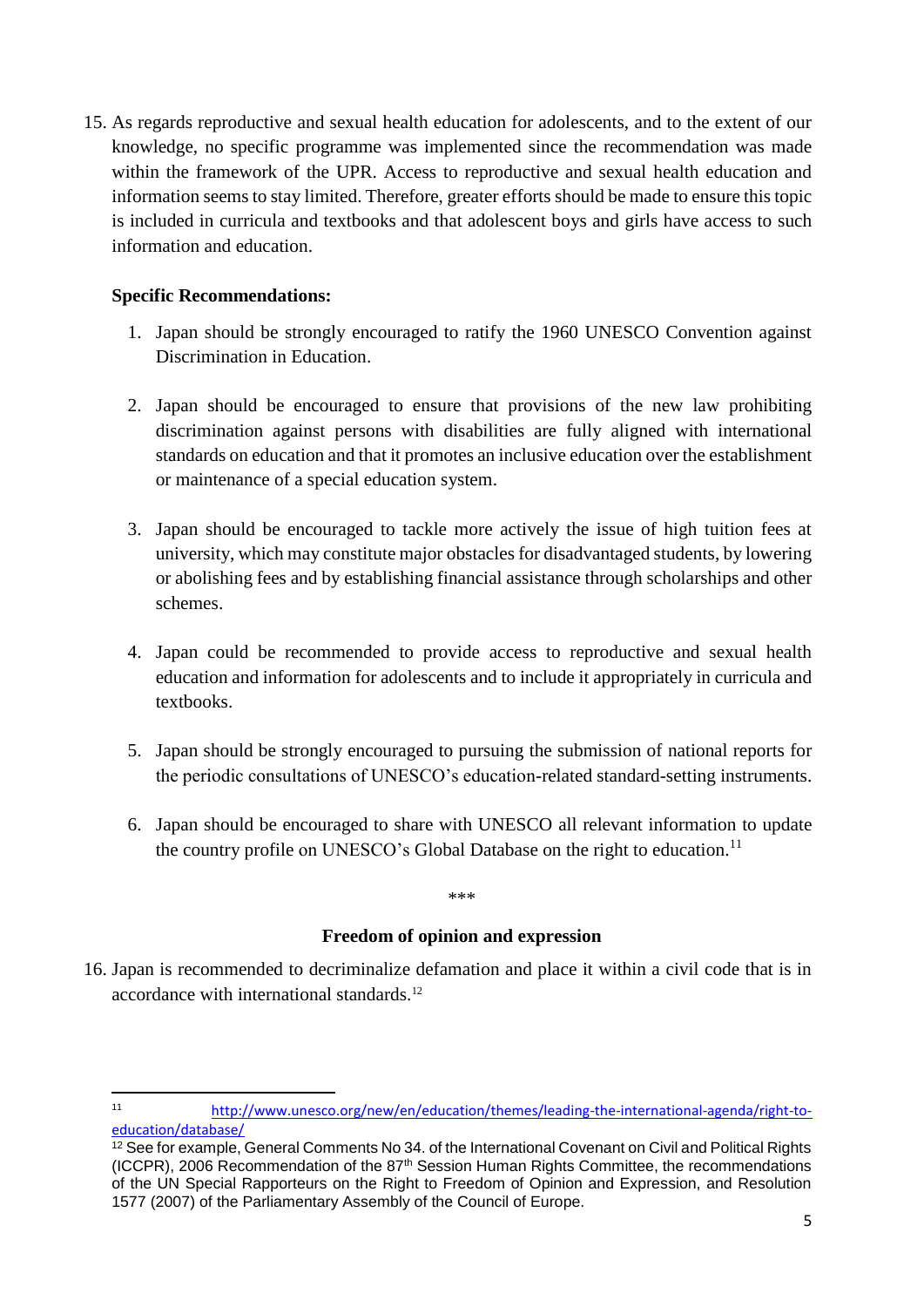15. As regards reproductive and sexual health education for adolescents, and to the extent of our knowledge, no specific programme was implemented since the recommendation was made within the framework of the UPR. Access to reproductive and sexual health education and information seems to stay limited. Therefore, greater efforts should be made to ensure this topic is included in curricula and textbooks and that adolescent boys and girls have access to such information and education.

**Specific Recommendations:**

1. Japan should be strongly encouraged to ratify the 1960 UNESCO Convention against Discrimination in Education.

2. Japan should be encouraged to ensure that provisions of the new law prohibiting discrimination against persons with disabilities are fully aligned with international standards on education and that it promotes an inclusive education over the establishment or maintenance of a special education system.

3. Japan should be encouraged to tackle more actively the issue of high tuition fees at university, which may constitute major obstacles for disadvantaged students, by lowering or abolishing fees and by establishing financial assistance through scholarships and other schemes.

4. Japan could be recommended to provide access to reproductive and sexual health education and information for adolescents and to include it appropriately in curricula and textbooks.

5. Japan should be strongly encouraged to pursuing the submission of national reports for the periodic consultations of UNESCO's education-related standard-setting instruments.

6. Japan should be encouraged to share with UNESCO all relevant information to update the country profile on UNESCO's Global Database on the right to education.[11]

\*\*\*

**Freedom of opinion and expression**

16. Japan is recommended to decriminalize defamation and place it within a civil code that is in accordance with international standards.[12]

---

[11] http://www.unesco.org/new/en/education/themes/leading-the-international-agenda/right-to-education/database/

[12] See for example, General Comments No 34. of the International Covenant on Civil and Political Rights (ICCPR), 2006 Recommendation of the 87th Session Human Rights Committee, the recommendations of the UN Special Rapporteurs on the Right to Freedom of Opinion and Expression, and Resolution 1577 (2007) of the Parliamentary Assembly of the Council of Europe.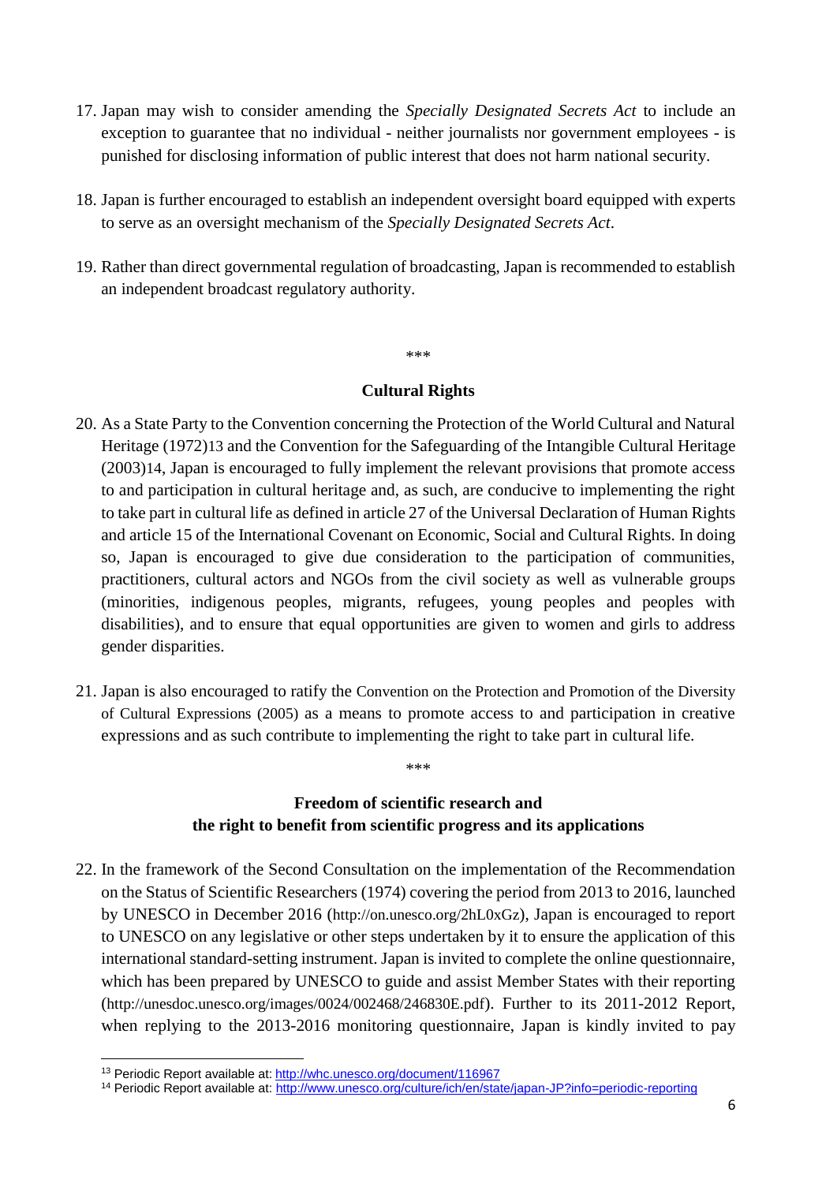17. Japan may wish to consider amending the *Specially Designated Secrets Act* to include an exception to guarantee that no individual - neither journalists nor government employees - is punished for disclosing information of public interest that does not harm national security.

18. Japan is further encouraged to establish an independent oversight board equipped with experts to serve as an oversight mechanism of the *Specially Designated Secrets Act*.

19. Rather than direct governmental regulation of broadcasting, Japan is recommended to establish an independent broadcast regulatory authority.

***

**Cultural Rights**

20. As a State Party to the Convention concerning the Protection of the World Cultural and Natural Heritage (1972)[13] and the Convention for the Safeguarding of the Intangible Cultural Heritage (2003)[14], Japan is encouraged to fully implement the relevant provisions that promote access to and participation in cultural heritage and, as such, are conducive to implementing the right to take part in cultural life as defined in article 27 of the Universal Declaration of Human Rights and article 15 of the International Covenant on Economic, Social and Cultural Rights. In doing so, Japan is encouraged to give due consideration to the participation of communities, practitioners, cultural actors and NGOs from the civil society as well as vulnerable groups (minorities, indigenous peoples, migrants, refugees, young peoples and peoples with disabilities), and to ensure that equal opportunities are given to women and girls to address gender disparities.

21. Japan is also encouraged to ratify the Convention on the Protection and Promotion of the Diversity of Cultural Expressions (2005) as a means to promote access to and participation in creative expressions and as such contribute to implementing the right to take part in cultural life.

***

**Freedom of scientific research and the right to benefit from scientific progress and its applications**

22. In the framework of the Second Consultation on the implementation of the Recommendation on the Status of Scientific Researchers (1974) covering the period from 2013 to 2016, launched by UNESCO in December 2016 (http://on.unesco.org/2hL0xGz), Japan is encouraged to report to UNESCO on any legislative or other steps undertaken by it to ensure the application of this international standard-setting instrument. Japan is invited to complete the online questionnaire, which has been prepared by UNESCO to guide and assist Member States with their reporting (http://unesdoc.unesco.org/images/0024/002468/246830E.pdf). Further to its 2011-2012 Report, when replying to the 2013-2016 monitoring questionnaire, Japan is kindly invited to pay

---

[13] Periodic Report available at: http://whc.unesco.org/document/116967

[14] Periodic Report available at: http://www.unesco.org/culture/ich/en/state/japan-JP?info=periodic-reporting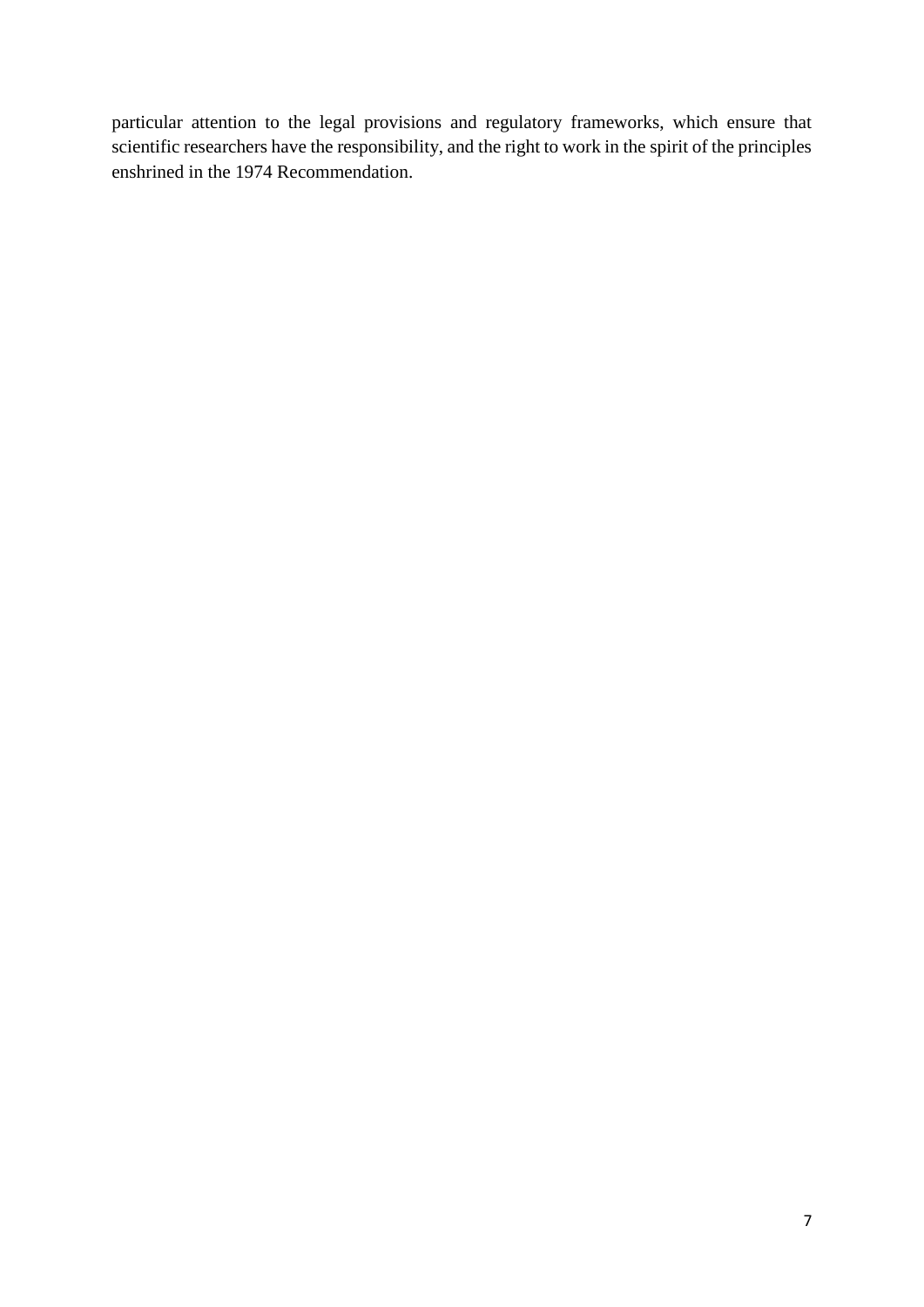particular attention to the legal provisions and regulatory frameworks, which ensure that scientific researchers have the responsibility, and the right to work in the spirit of the principles enshrined in the 1974 Recommendation.